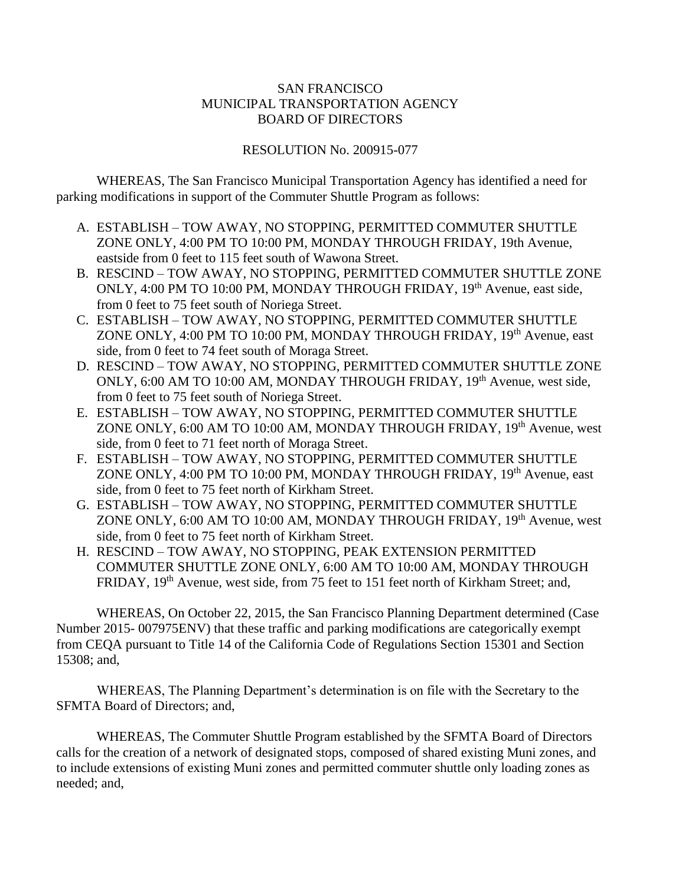SAN FRANCISCO
MUNICIPAL TRANSPORTATION AGENCY
BOARD OF DIRECTORS

RESOLUTION No. 200915-077

WHEREAS, The San Francisco Municipal Transportation Agency has identified a need for parking modifications in support of the Commuter Shuttle Program as follows:

A. ESTABLISH – TOW AWAY, NO STOPPING, PERMITTED COMMUTER SHUTTLE ZONE ONLY, 4:00 PM TO 10:00 PM, MONDAY THROUGH FRIDAY, 19th Avenue, eastside from 0 feet to 115 feet south of Wawona Street.
B. RESCIND – TOW AWAY, NO STOPPING, PERMITTED COMMUTER SHUTTLE ZONE ONLY, 4:00 PM TO 10:00 PM, MONDAY THROUGH FRIDAY, 19th Avenue, east side, from 0 feet to 75 feet south of Noriega Street.
C. ESTABLISH – TOW AWAY, NO STOPPING, PERMITTED COMMUTER SHUTTLE ZONE ONLY, 4:00 PM TO 10:00 PM, MONDAY THROUGH FRIDAY, 19th Avenue, east side, from 0 feet to 74 feet south of Moraga Street.
D. RESCIND – TOW AWAY, NO STOPPING, PERMITTED COMMUTER SHUTTLE ZONE ONLY, 6:00 AM TO 10:00 AM, MONDAY THROUGH FRIDAY, 19th Avenue, west side, from 0 feet to 75 feet south of Noriega Street.
E. ESTABLISH – TOW AWAY, NO STOPPING, PERMITTED COMMUTER SHUTTLE ZONE ONLY, 6:00 AM TO 10:00 AM, MONDAY THROUGH FRIDAY, 19th Avenue, west side, from 0 feet to 71 feet north of Moraga Street.
F. ESTABLISH – TOW AWAY, NO STOPPING, PERMITTED COMMUTER SHUTTLE ZONE ONLY, 4:00 PM TO 10:00 PM, MONDAY THROUGH FRIDAY, 19th Avenue, east side, from 0 feet to 75 feet north of Kirkham Street.
G. ESTABLISH – TOW AWAY, NO STOPPING, PERMITTED COMMUTER SHUTTLE ZONE ONLY, 6:00 AM TO 10:00 AM, MONDAY THROUGH FRIDAY, 19th Avenue, west side, from 0 feet to 75 feet north of Kirkham Street.
H. RESCIND – TOW AWAY, NO STOPPING, PEAK EXTENSION PERMITTED COMMUTER SHUTTLE ZONE ONLY, 6:00 AM TO 10:00 AM, MONDAY THROUGH FRIDAY, 19th Avenue, west side, from 75 feet to 151 feet north of Kirkham Street; and,

WHEREAS, On October 22, 2015, the San Francisco Planning Department determined (Case Number 2015- 007975ENV) that these traffic and parking modifications are categorically exempt from CEQA pursuant to Title 14 of the California Code of Regulations Section 15301 and Section 15308; and,

WHEREAS, The Planning Department's determination is on file with the Secretary to the SFMTA Board of Directors; and,

WHEREAS, The Commuter Shuttle Program established by the SFMTA Board of Directors calls for the creation of a network of designated stops, composed of shared existing Muni zones, and to include extensions of existing Muni zones and permitted commuter shuttle only loading zones as needed; and,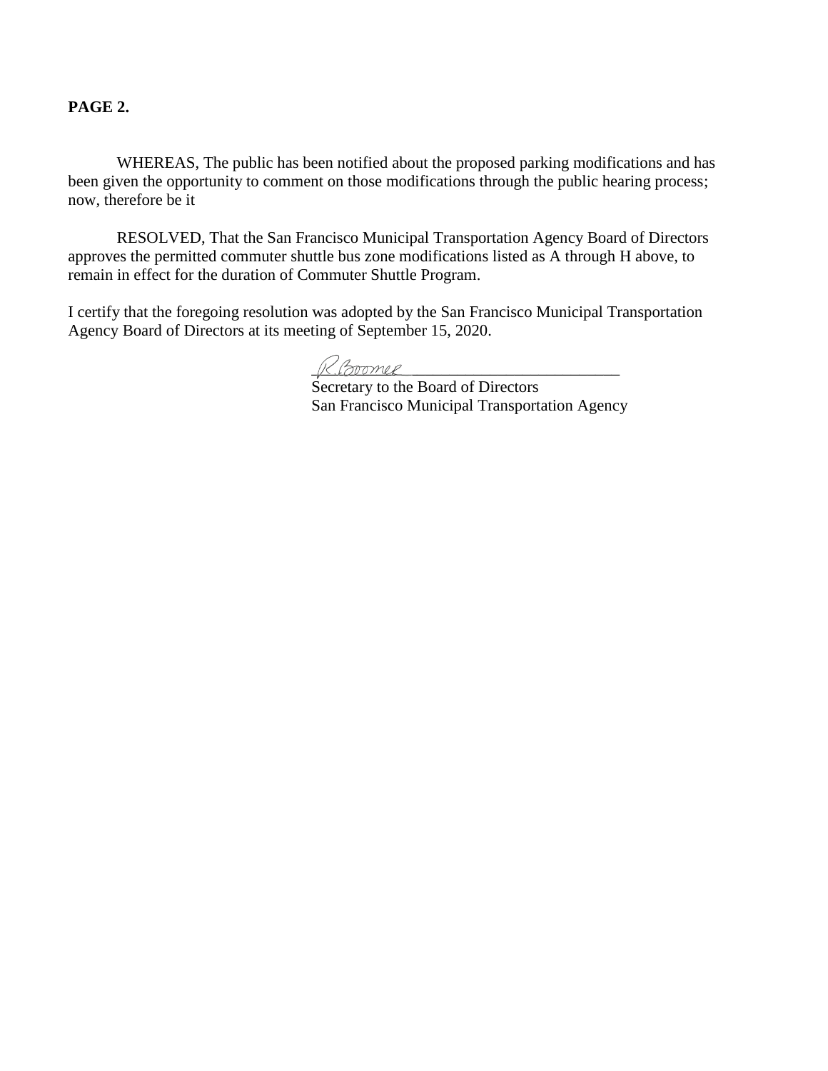**PAGE 2.**

WHEREAS, The public has been notified about the proposed parking modifications and has been given the opportunity to comment on those modifications through the public hearing process; now, therefore be it

RESOLVED, That the San Francisco Municipal Transportation Agency Board of Directors approves the permitted commuter shuttle bus zone modifications listed as A through H above, to remain in effect for the duration of Commuter Shuttle Program.

I certify that the foregoing resolution was adopted by the San Francisco Municipal Transportation Agency Board of Directors at its meeting of September 15, 2020.

R.Boomer

Secretary to the Board of Directors
San Francisco Municipal Transportation Agency